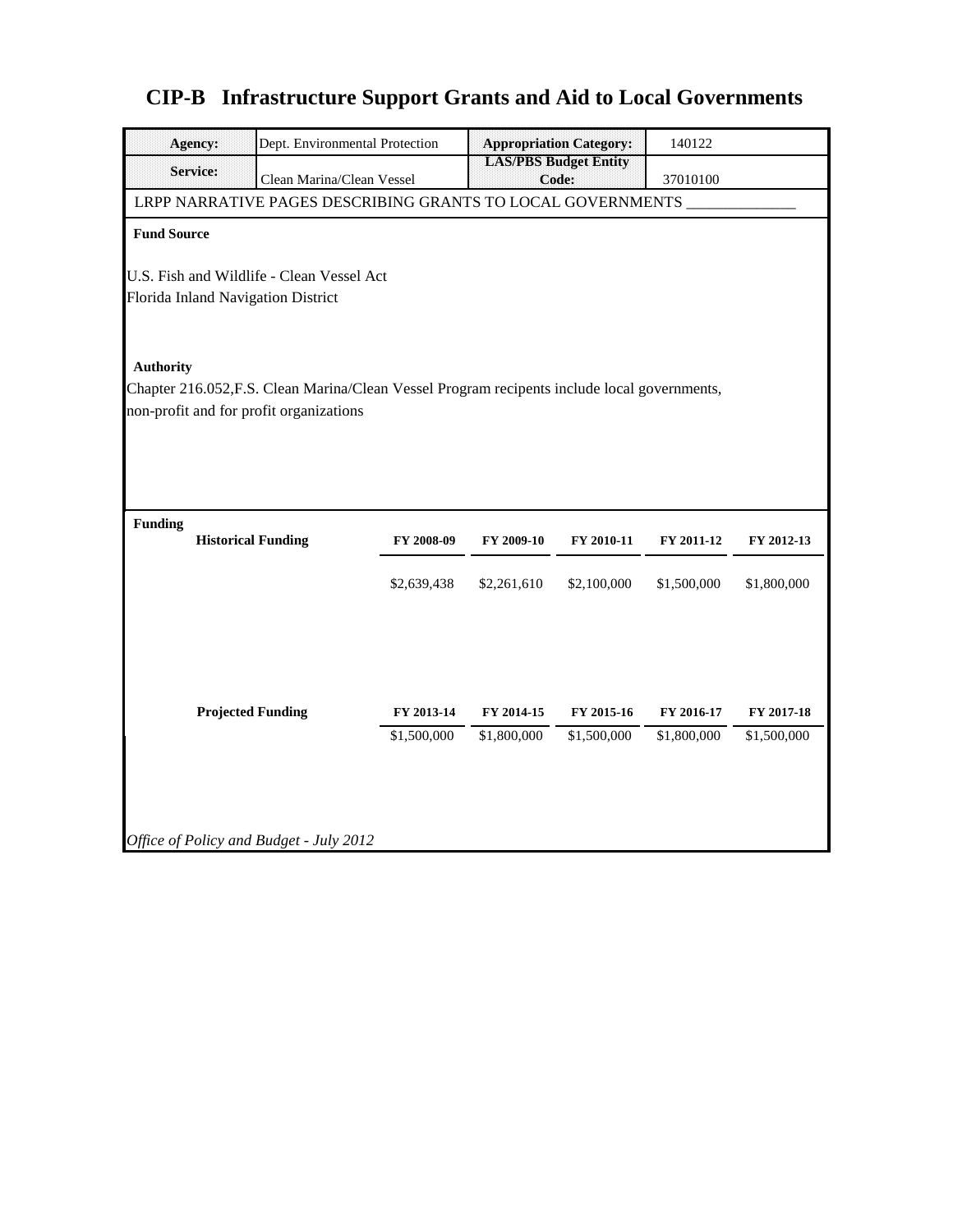# CIP-B Infrastructure Support Grants and Aid to Local Governments

| Agency: | Dept. Environmental Protection | Appropriation Category: | 140122 |
| --- | --- | --- | --- |
| Service: | Clean Marina/Clean Vessel | LAS/PBS Budget Entity Code: | 37010100 |

LRPP NARRATIVE PAGES DESCRIBING GRANTS TO LOCAL GOVERNMENTS ______________

**Fund Source**

U.S. Fish and Wildlife - Clean Vessel Act
Florida Inland Navigation District

**Authority**

Chapter 216.052,F.S. Clean Marina/Clean Vessel Program recipients include local governments, non-profit and for profit organizations

**Funding**

| Historical Funding | FY 2008-09 | FY 2009-10 | FY 2010-11 | FY 2011-12 | FY 2012-13 |
| --- | --- | --- | --- | --- | --- |
| | $2,639,438 | $2,261,610 | $2,100,000 | $1,500,000 | $1,800,000 |

| Projected Funding | FY 2013-14 | FY 2014-15 | FY 2015-16 | FY 2016-17 | FY 2017-18 |
| --- | --- | --- | --- | --- | --- |
| | $1,500,000 | $1,800,000 | $1,500,000 | $1,800,000 | $1,500,000 |

*Office of Policy and Budget - July 2012*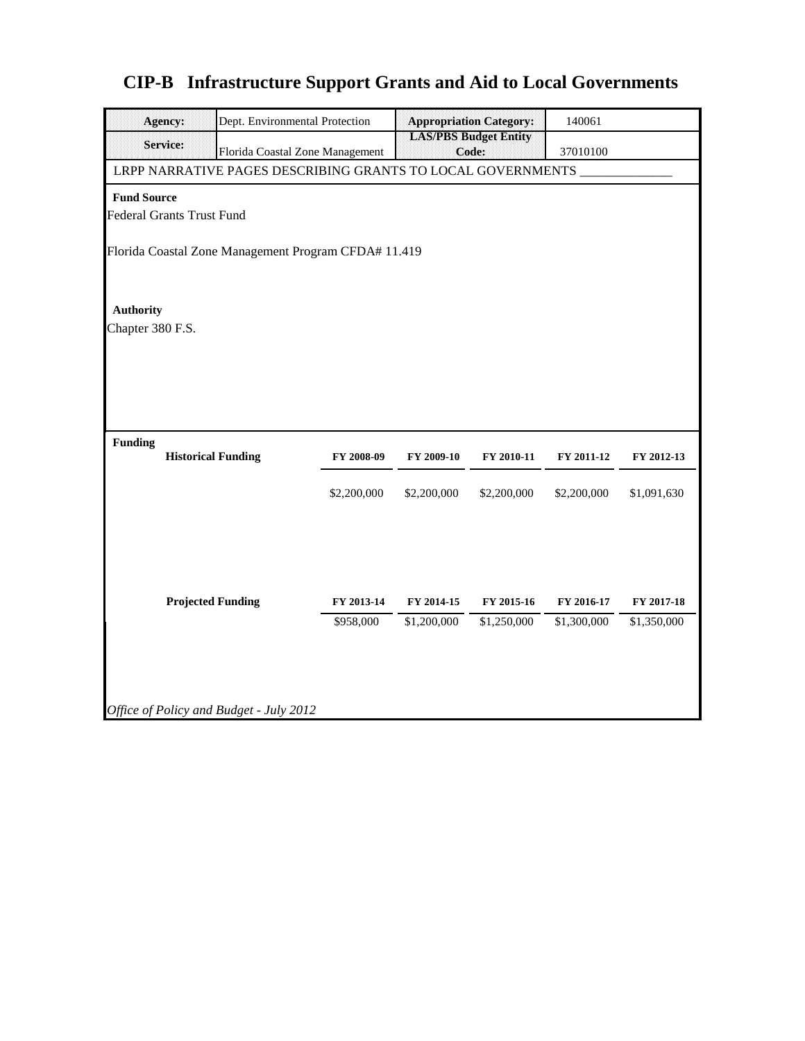# CIP-B Infrastructure Support Grants and Aid to Local Governments

| **Agency:** | Dept. Environmental Protection | **Appropriation Category:** | 140061 |
|---|---|---|---|
| **Service:** | Florida Coastal Zone Management | **LAS/PBS Budget Entity Code:** | 37010100 |

LRPP NARRATIVE PAGES DESCRIBING GRANTS TO LOCAL GOVERNMENTS _______________

**Fund Source**

Federal Grants Trust Fund

Florida Coastal Zone Management Program CFDA# 11.419

**Authority**

Chapter 380 F.S.

**Funding**

| **Historical Funding** | **FY 2008-09** | **FY 2009-10** | **FY 2010-11** | **FY 2011-12** | **FY 2012-13** |
|---|---|---|---|---|---|
| | $2,200,000 | $2,200,000 | $2,200,000 | $2,200,000 | $1,091,630 |

| **Projected Funding** | **FY 2013-14** | **FY 2014-15** | **FY 2015-16** | **FY 2016-17** | **FY 2017-18** |
|---|---|---|---|---|---|
| | $958,000 | $1,200,000 | $1,250,000 | $1,300,000 | $1,350,000 |

*Office of Policy and Budget - July 2012*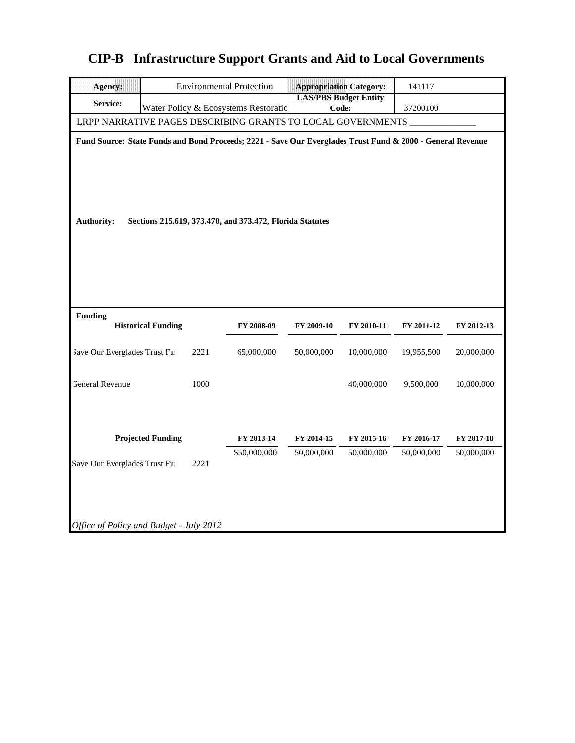# CIP-B Infrastructure Support Grants and Aid to Local Governments

| **Agency:** | Environmental Protection | **Appropriation Category:** | 141117 |
|---|---|---|---|
| **Service:** | Water Policy & Ecosystems Restoratio | **LAS/PBS Budget Entity Code:** | 37200100 |

LRPP NARRATIVE PAGES DESCRIBING GRANTS TO LOCAL GOVERNMENTS \_\_\_\_\_\_\_\_\_\_\_\_\_\_

**Fund Source: State Funds and Bond Proceeds; 2221 - Save Our Everglades Trust Fund & 2000 - General Revenue**

**Authority:** **Sections 215.619, 373.470, and 373.472, Florida Statutes**

**Funding**

| **Historical Funding** | | **FY 2008-09** | **FY 2009-10** | **FY 2010-11** | **FY 2011-12** | **FY 2012-13** |
|---|---|---|---|---|---|---|
| Save Our Everglades Trust Fu | 2221 | 65,000,000 | 50,000,000 | 10,000,000 | 19,955,500 | 20,000,000 |
| General Revenue | 1000 | | | 40,000,000 | 9,500,000 | 10,000,000 |

| **Projected Funding** | | **FY 2013-14** | **FY 2014-15** | **FY 2015-16** | **FY 2016-17** | **FY 2017-18** |
|---|---|---|---|---|---|---|
| Save Our Everglades Trust Fu | 2221 | $50,000,000 | 50,000,000 | 50,000,000 | 50,000,000 | 50,000,000 |

*Office of Policy and Budget - July 2012*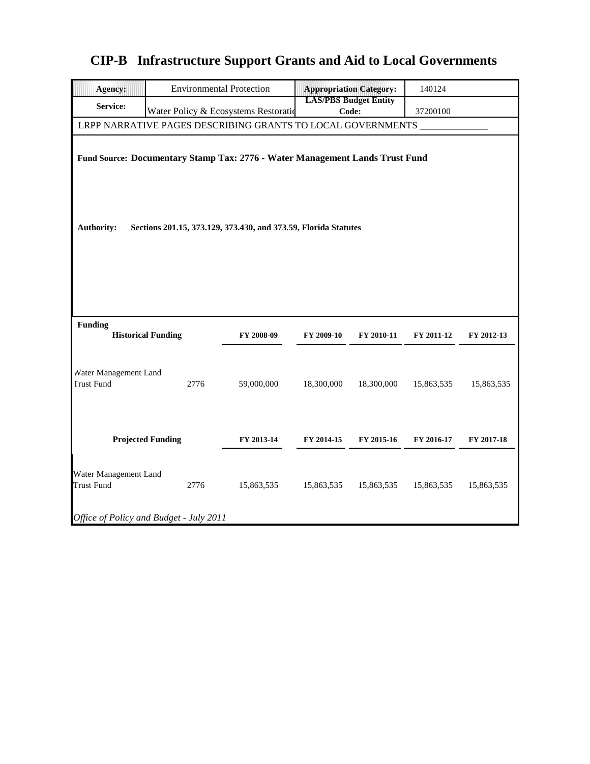# CIP-B Infrastructure Support Grants and Aid to Local Governments

| **Agency:** | Environmental Protection | **Appropriation Category:** | 140124 |
|---|---|---|---|
| **Service:** | Water Policy & Ecosystems Restoratio | **LAS/PBS Budget Entity Code:** | 37200100 |

LRPP NARRATIVE PAGES DESCRIBING GRANTS TO LOCAL GOVERNMENTS _______________

**Fund Source: Documentary Stamp Tax: 2776 - Water Management Lands Trust Fund**

**Authority: Sections 201.15, 373.129, 373.430, and 373.59, Florida Statutes**

**Funding**

| **Historical Funding** | | **FY 2008-09** | **FY 2009-10** | **FY 2010-11** | **FY 2011-12** | **FY 2012-13** |
|---|---|---|---|---|---|---|
| Water Management Land Trust Fund | 2776 | 59,000,000 | 18,300,000 | 18,300,000 | 15,863,535 | 15,863,535 |

| **Projected Funding** | | **FY 2013-14** | **FY 2014-15** | **FY 2015-16** | **FY 2016-17** | **FY 2017-18** |
|---|---|---|---|---|---|---|
| Water Management Land Trust Fund | 2776 | 15,863,535 | 15,863,535 | 15,863,535 | 15,863,535 | 15,863,535 |

*Office of Policy and Budget - July 2011*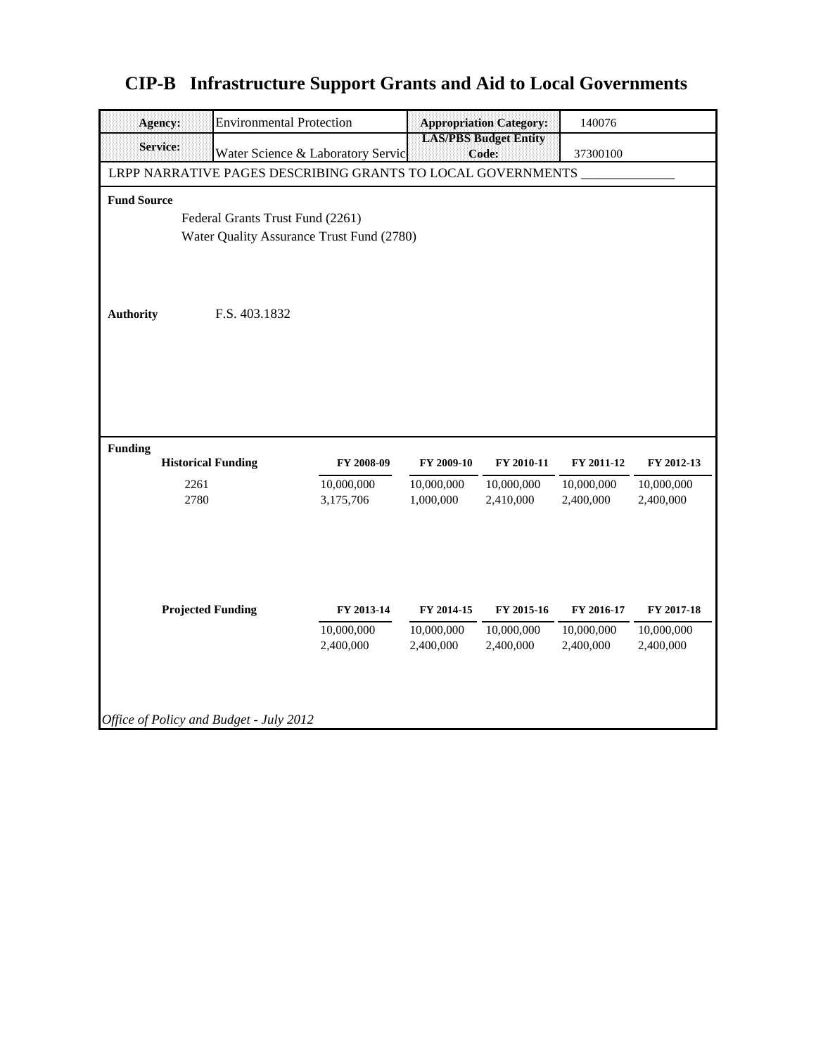# CIP-B Infrastructure Support Grants and Aid to Local Governments

| | | | |
|---|---|---|---|
| **Agency:** | Environmental Protection | **Appropriation Category:** | 140076 |
| **Service:** | Water Science & Laboratory Servic | **LAS/PBS Budget Entity Code:** | 37300100 |

LRPP NARRATIVE PAGES DESCRIBING GRANTS TO LOCAL GOVERNMENTS ______________

**Fund Source**

Federal Grants Trust Fund (2261)
Water Quality Assurance Trust Fund (2780)

**Authority** F.S. 403.1832

**Funding**

| **Historical Funding** | **FY 2008-09** | **FY 2009-10** | **FY 2010-11** | **FY 2011-12** | **FY 2012-13** |
|---|---|---|---|---|---|
| 2261 | 10,000,000 | 10,000,000 | 10,000,000 | 10,000,000 | 10,000,000 |
| 2780 | 3,175,706 | 1,000,000 | 2,410,000 | 2,400,000 | 2,400,000 |

| **Projected Funding** | **FY 2013-14** | **FY 2014-15** | **FY 2015-16** | **FY 2016-17** | **FY 2017-18** |
|---|---|---|---|---|---|
| | 10,000,000 | 10,000,000 | 10,000,000 | 10,000,000 | 10,000,000 |
| | 2,400,000 | 2,400,000 | 2,400,000 | 2,400,000 | 2,400,000 |

*Office of Policy and Budget - July 2012*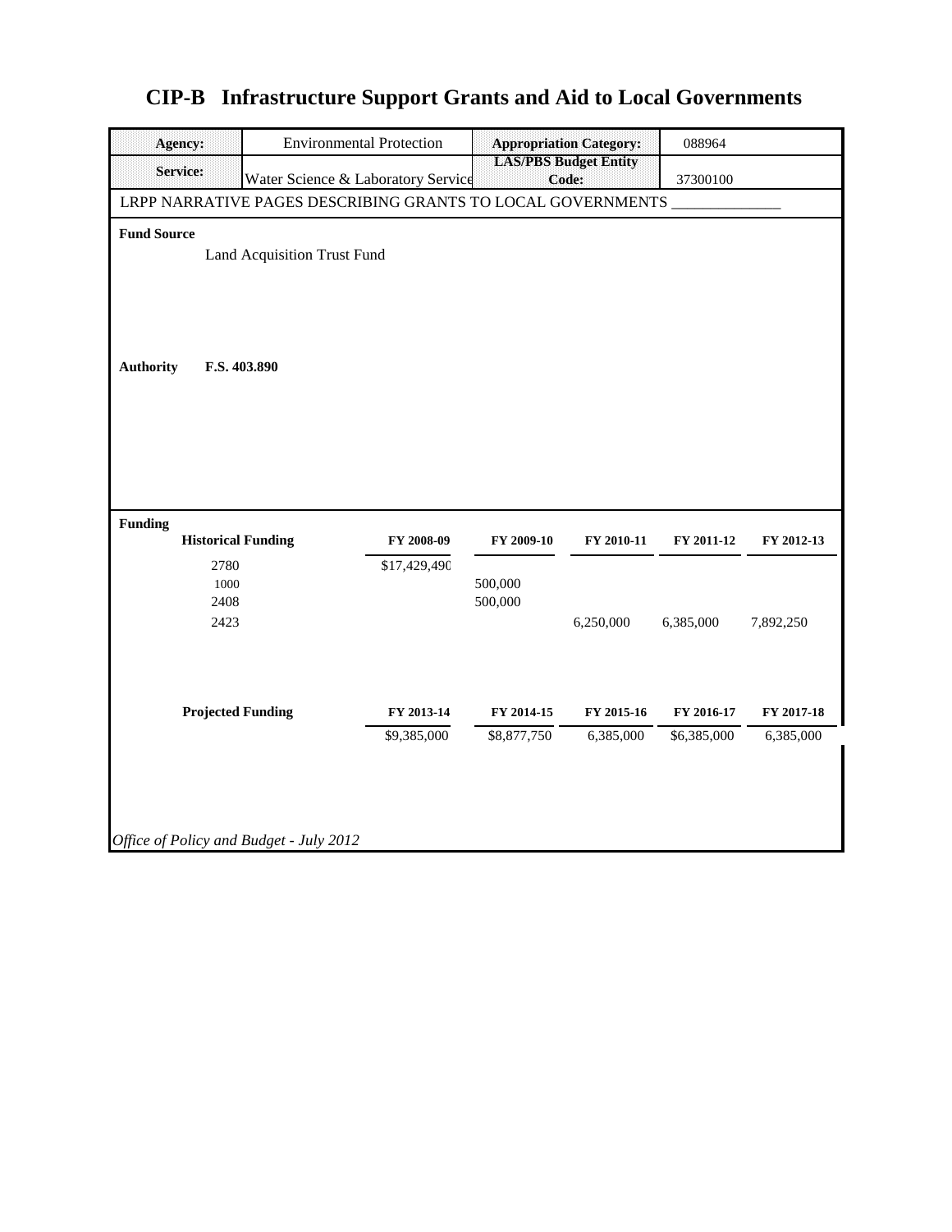# CIP-B Infrastructure Support Grants and Aid to Local Governments

| | | | |
|---|---|---|---|
| **Agency:** | Environmental Protection | **Appropriation Category:** | 088964 |
| **Service:** | Water Science & Laboratory Service | **LAS/PBS Budget Entity Code:** | 37300100 |

LRPP NARRATIVE PAGES DESCRIBING GRANTS TO LOCAL GOVERNMENTS ______________

**Fund Source**

Land Acquisition Trust Fund

**Authority** **F.S. 403.890**

**Funding**

| **Historical Funding** | **FY 2008-09** | **FY 2009-10** | **FY 2010-11** | **FY 2011-12** | **FY 2012-13** |
|---|---|---|---|---|---|
| 2780 | $17,429,490 | | | | |
| 1000 | | 500,000 | | | |
| 2408 | | 500,000 | | | |
| 2423 | | | 6,250,000 | 6,385,000 | 7,892,250 |

| **Projected Funding** | **FY 2013-14** | **FY 2014-15** | **FY 2015-16** | **FY 2016-17** | **FY 2017-18** |
|---|---|---|---|---|---|
| | $9,385,000 | $8,877,750 | 6,385,000 | $6,385,000 | 6,385,000 |

*Office of Policy and Budget - July 2012*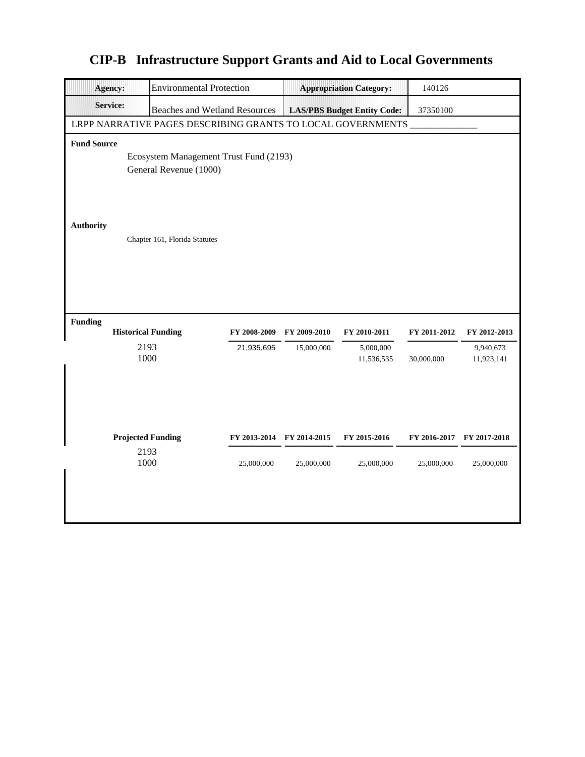# CIP-B Infrastructure Support Grants and Aid to Local Governments

| **Agency:** | Environmental Protection | **Appropriation Category:** | 140126 |
|---|---|---|---|
| **Service:** | Beaches and Wetland Resources | **LAS/PBS Budget Entity Code:** | 37350100 |

LRPP NARRATIVE PAGES DESCRIBING GRANTS TO LOCAL GOVERNMENTS ______________

**Fund Source**

Ecosystem Management Trust Fund (2193)
General Revenue (1000)

**Authority**

Chapter 161, Florida Statutes

**Funding**

| **Historical Funding** | **FY 2008-2009** | **FY 2009-2010** | **FY 2010-2011** | **FY 2011-2012** | **FY 2012-2013** |
|---|---|---|---|---|---|
| 2193 | 21,935,695 | 15,000,000 | 5,000,000 | | 9,940,673 |
| 1000 | | | 11,536,535 | 30,000,000 | 11,923,141 |

| **Projected Funding** | **FY 2013-2014** | **FY 2014-2015** | **FY 2015-2016** | **FY 2016-2017** | **FY 2017-2018** |
|---|---|---|---|---|---|
| 2193 | | | | | |
| 1000 | 25,000,000 | 25,000,000 | 25,000,000 | 25,000,000 | 25,000,000 |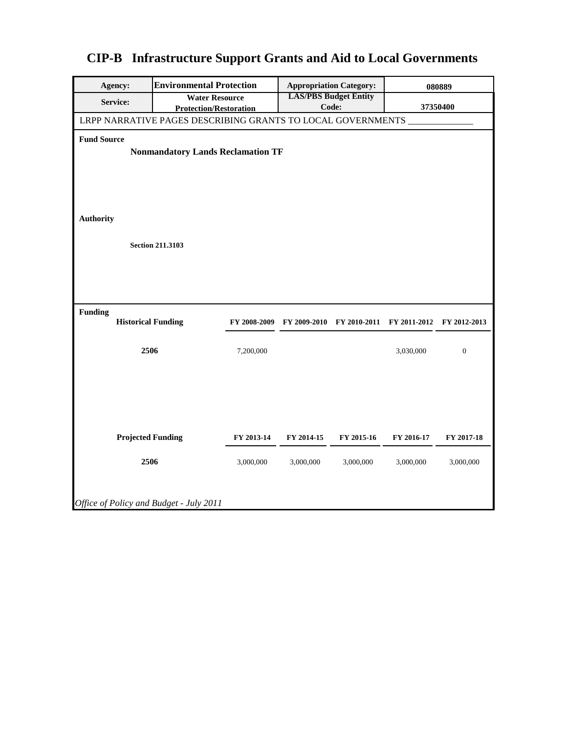# CIP-B Infrastructure Support Grants and Aid to Local Governments

| Agency: | Environmental Protection | Appropriation Category: | 080889 |
|---|---|---|---|
| Service: | Water Resource Protection/Restoration | LAS/PBS Budget Entity Code: | 37350400 |

LRPP NARRATIVE PAGES DESCRIBING GRANTS TO LOCAL GOVERNMENTS ______________

**Fund Source**

**Nonmandatory Lands Reclamation TF**

**Authority**

**Section 211.3103**

**Funding**

| Historical Funding | FY 2008-2009 | FY 2009-2010 | FY 2010-2011 | FY 2011-2012 | FY 2012-2013 |
|---|---|---|---|---|---|
| 2506 | 7,200,000 | | | 3,030,000 | 0 |

| Projected Funding | FY 2013-14 | FY 2014-15 | FY 2015-16 | FY 2016-17 | FY 2017-18 |
|---|---|---|---|---|---|
| 2506 | 3,000,000 | 3,000,000 | 3,000,000 | 3,000,000 | 3,000,000 |

*Office of Policy and Budget - July 2011*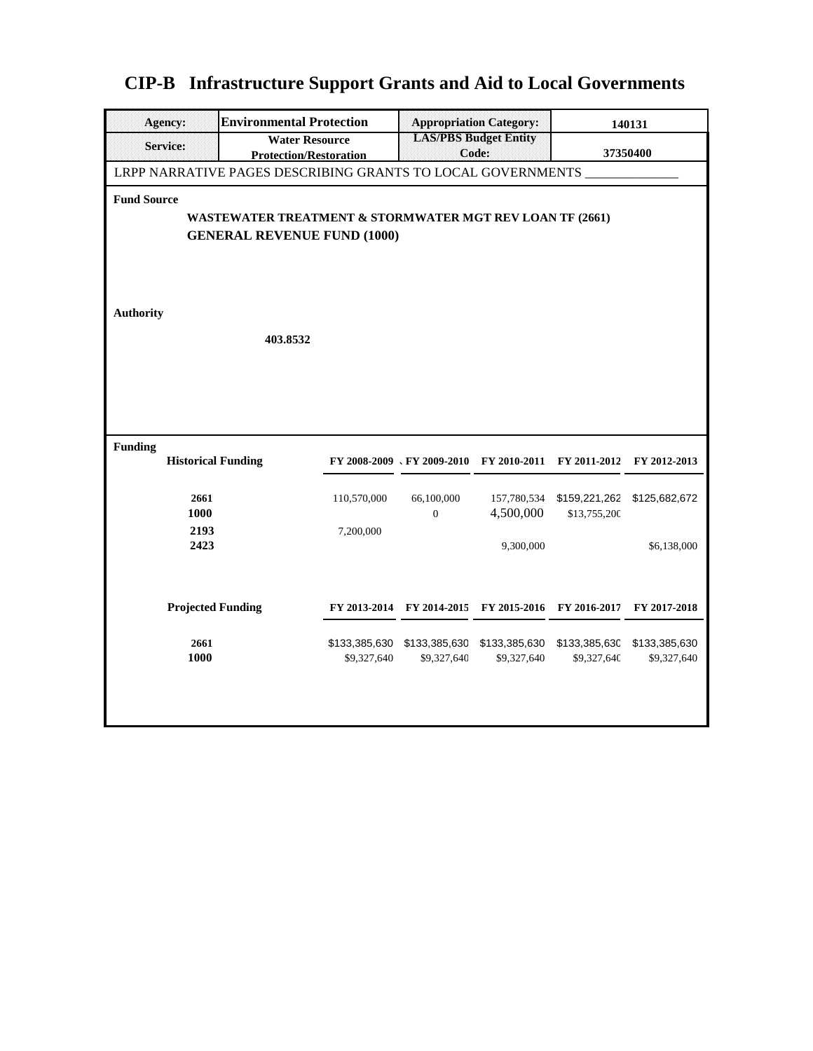# CIP-B Infrastructure Support Grants and Aid to Local Governments

| Agency: | Environmental Protection | Appropriation Category: | 140131 |
|---|---|---|---|
| Service: | Water Resource Protection/Restoration | LAS/PBS Budget Entity Code: | 37350400 |

LRPP NARRATIVE PAGES DESCRIBING GRANTS TO LOCAL GOVERNMENTS _____________

**Fund Source**

**WASTEWATER TREATMENT & STORMWATER MGT REV LOAN TF (2661)**
**GENERAL REVENUE FUND (1000)**

**Authority**

**403.8532**

**Funding**

| Historical Funding | FY 2008-2009 | FY 2009-2010 | FY 2010-2011 | FY 2011-2012 | FY 2012-2013 |
|---|---|---|---|---|---|
| 2661 | 110,570,000 | 66,100,000 | 157,780,534 | $159,221,262 | $125,682,672 |
| 1000 | | 0 | 4,500,000 | $13,755,200 | |
| 2193 | 7,200,000 | | | | |
| 2423 | | | 9,300,000 | | $6,138,000 |

| Projected Funding | FY 2013-2014 | FY 2014-2015 | FY 2015-2016 | FY 2016-2017 | FY 2017-2018 |
|---|---|---|---|---|---|
| 2661 | $133,385,630 | $133,385,630 | $133,385,630 | $133,385,630 | $133,385,630 |
| 1000 | $9,327,640 | $9,327,640 | $9,327,640 | $9,327,640 | $9,327,640 |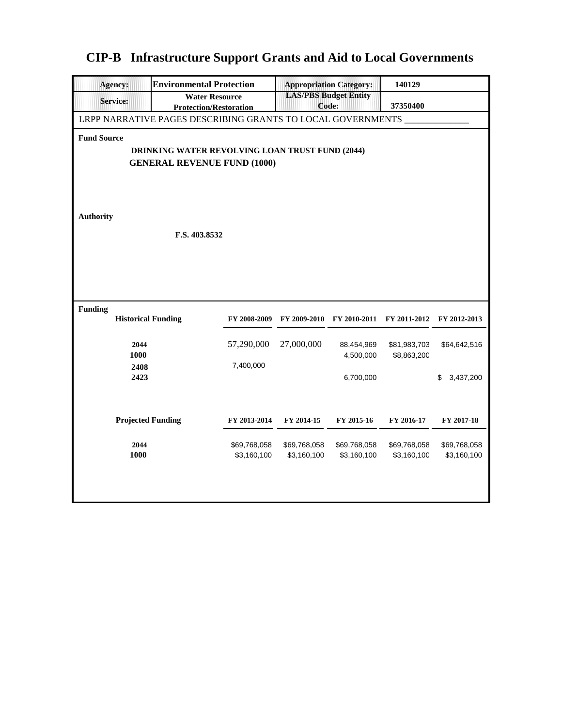# CIP-B Infrastructure Support Grants and Aid to Local Governments

| Agency: | Environmental Protection | Appropriation Category: | 140129 |
|---|---|---|---|
| Service: | Water Resource Protection/Restoration | LAS/PBS Budget Entity Code: | 37350400 |

LRPP NARRATIVE PAGES DESCRIBING GRANTS TO LOCAL GOVERNMENTS \_\_\_\_\_\_\_\_\_\_\_\_\_\_

**Fund Source**

**DRINKING WATER REVOLVING LOAN TRUST FUND (2044)**
**GENERAL REVENUE FUND (1000)**

**Authority**

**F.S. 403.8532**

**Funding**

| Historical Funding | FY 2008-2009 | FY 2009-2010 | FY 2010-2011 | FY 2011-2012 | FY 2012-2013 |
|---|---|---|---|---|---|
| 2044 | 57,290,000 | 27,000,000 | 88,454,969 | $81,983,703 | $64,642,516 |
| 1000 | | | 4,500,000 | $8,863,200 | |
| 2408 | 7,400,000 | | | | |
| 2423 | | | 6,700,000 | | $ 3,437,200 |

| Projected Funding | FY 2013-2014 | FY 2014-15 | FY 2015-16 | FY 2016-17 | FY 2017-18 |
|---|---|---|---|---|---|
| 2044 | $69,768,058 | $69,768,058 | $69,768,058 | $69,768,058 | $69,768,058 |
| 1000 | $3,160,100 | $3,160,100 | $3,160,100 | $3,160,100 | $3,160,100 |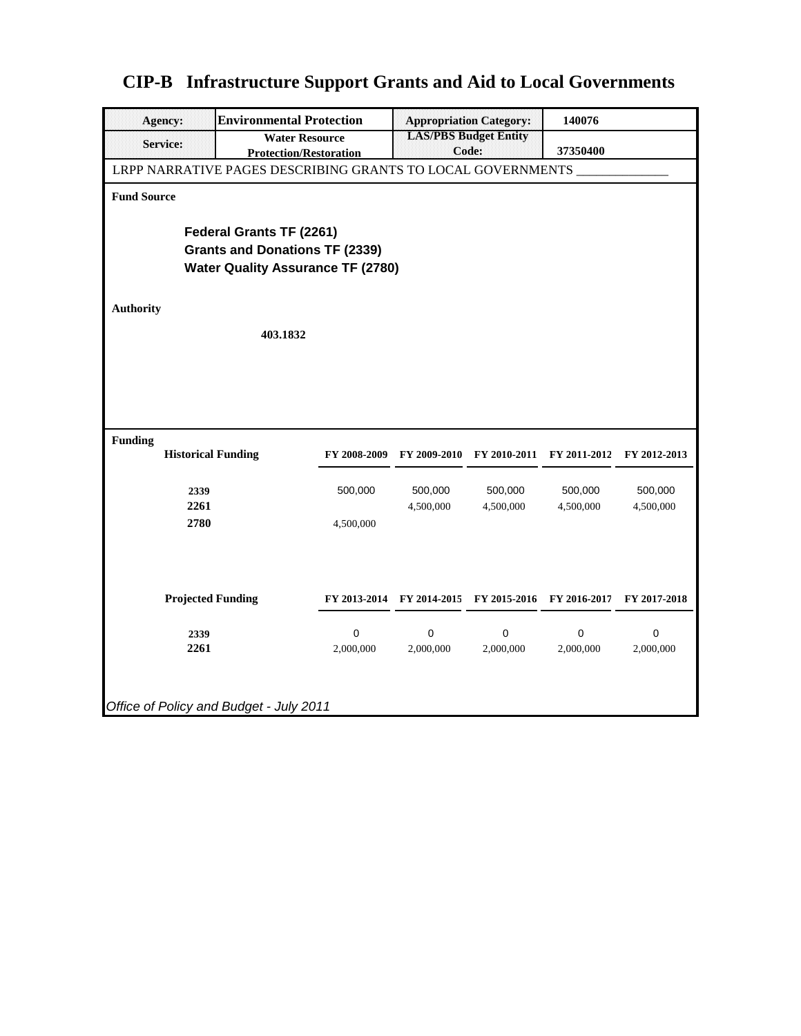# CIP-B Infrastructure Support Grants and Aid to Local Governments

| Agency: | Environmental Protection | Appropriation Category: | 140076 |
|---|---|---|---|
| Service: | Water Resource Protection/Restoration | LAS/PBS Budget Entity Code: | 37350400 |

LRPP NARRATIVE PAGES DESCRIBING GRANTS TO LOCAL GOVERNMENTS _____________

**Fund Source**

**Federal Grants TF (2261)**
**Grants and Donations TF (2339)**
**Water Quality Assurance TF (2780)**

**Authority**

**403.1832**

**Funding**

| Historical Funding | FY 2008-2009 | FY 2009-2010 | FY 2010-2011 | FY 2011-2012 | FY 2012-2013 |
|---|---|---|---|---|---|
| 2339 | 500,000 | 500,000 | 500,000 | 500,000 | 500,000 |
| 2261 | | 4,500,000 | 4,500,000 | 4,500,000 | 4,500,000 |
| 2780 | 4,500,000 | | | | |

| Projected Funding | FY 2013-2014 | FY 2014-2015 | FY 2015-2016 | FY 2016-2017 | FY 2017-2018 |
|---|---|---|---|---|---|
| 2339 | 0 | 0 | 0 | 0 | 0 |
| 2261 | 2,000,000 | 2,000,000 | 2,000,000 | 2,000,000 | 2,000,000 |

*Office of Policy and Budget - July 2011*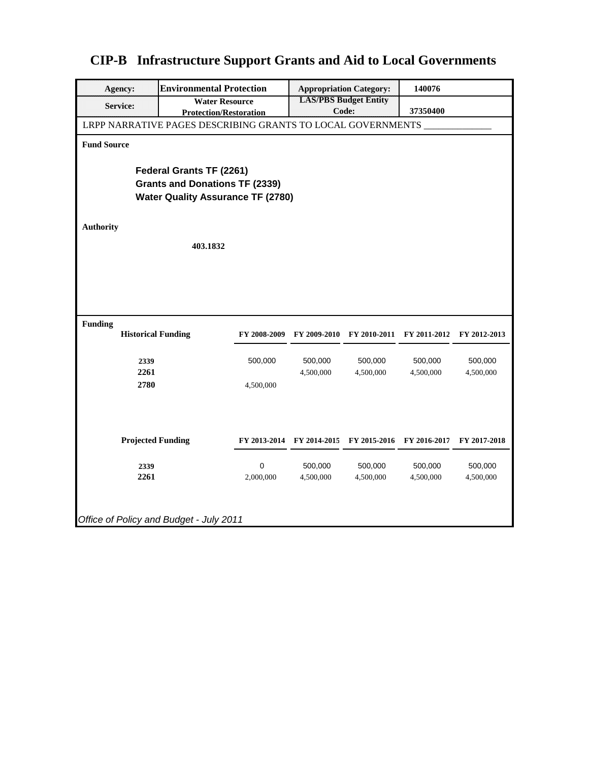# CIP-B Infrastructure Support Grants and Aid to Local Governments

| Agency: | Environmental Protection | Appropriation Category: | 140076 |
|---|---|---|---|
| Service: | Water Resource Protection/Restoration | LAS/PBS Budget Entity Code: | 37350400 |

LRPP NARRATIVE PAGES DESCRIBING GRANTS TO LOCAL GOVERNMENTS _____________

**Fund Source**

**Federal Grants TF (2261)**
**Grants and Donations TF (2339)**
**Water Quality Assurance TF (2780)**

**Authority**

**403.1832**

**Funding**

| Historical Funding | FY 2008-2009 | FY 2009-2010 | FY 2010-2011 | FY 2011-2012 | FY 2012-2013 |
|---|---|---|---|---|---|
| 2339 | 500,000 | 500,000 | 500,000 | 500,000 | 500,000 |
| 2261 | | 4,500,000 | 4,500,000 | 4,500,000 | 4,500,000 |
| 2780 | 4,500,000 | | | | |

| Projected Funding | FY 2013-2014 | FY 2014-2015 | FY 2015-2016 | FY 2016-2017 | FY 2017-2018 |
|---|---|---|---|---|---|
| 2339 | 0 | 500,000 | 500,000 | 500,000 | 500,000 |
| 2261 | 2,000,000 | 4,500,000 | 4,500,000 | 4,500,000 | 4,500,000 |

*Office of Policy and Budget - July 2011*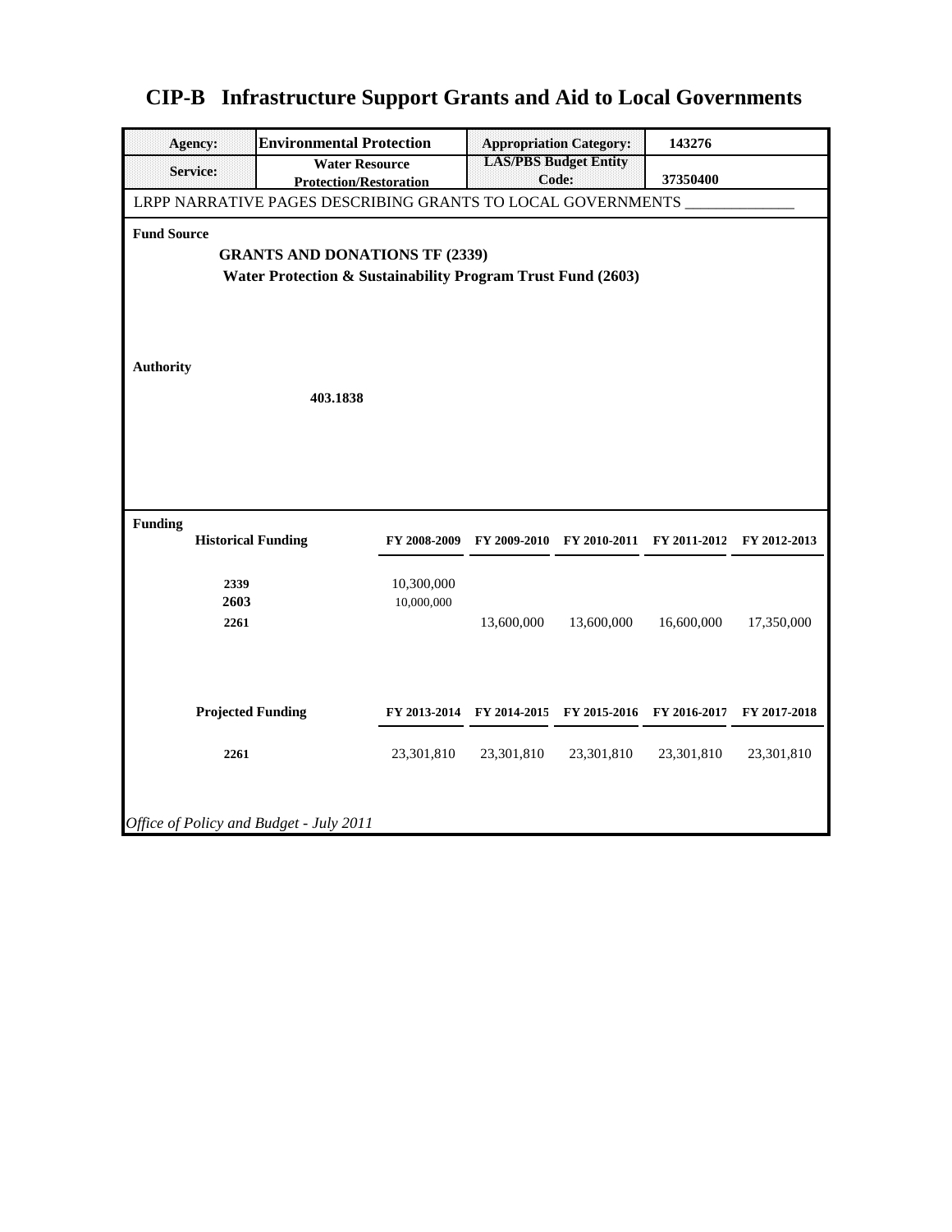# CIP-B Infrastructure Support Grants and Aid to Local Governments

| | | | |
|---|---|---|---|
| **Agency:** | **Environmental Protection** | **Appropriation Category:** | **143276** |
| **Service:** | **Water Resource Protection/Restoration** | **LAS/PBS Budget Entity Code:** | **37350400** |

LRPP NARRATIVE PAGES DESCRIBING GRANTS TO LOCAL GOVERNMENTS _____________

**Fund Source**

**GRANTS AND DONATIONS TF (2339)**
**Water Protection & Sustainability Program Trust Fund (2603)**

**Authority**

**403.1838**

**Funding**

| **Historical Funding** | **FY 2008-2009** | **FY 2009-2010** | **FY 2010-2011** | **FY 2011-2012** | **FY 2012-2013** |
|---|---|---|---|---|---|
| **2339** | 10,300,000 | | | | |
| **2603** | 10,000,000 | | | | |
| **2261** | | 13,600,000 | 13,600,000 | 16,600,000 | 17,350,000 |

| **Projected Funding** | **FY 2013-2014** | **FY 2014-2015** | **FY 2015-2016** | **FY 2016-2017** | **FY 2017-2018** |
|---|---|---|---|---|---|
| **2261** | 23,301,810 | 23,301,810 | 23,301,810 | 23,301,810 | 23,301,810 |

*Office of Policy and Budget - July 2011*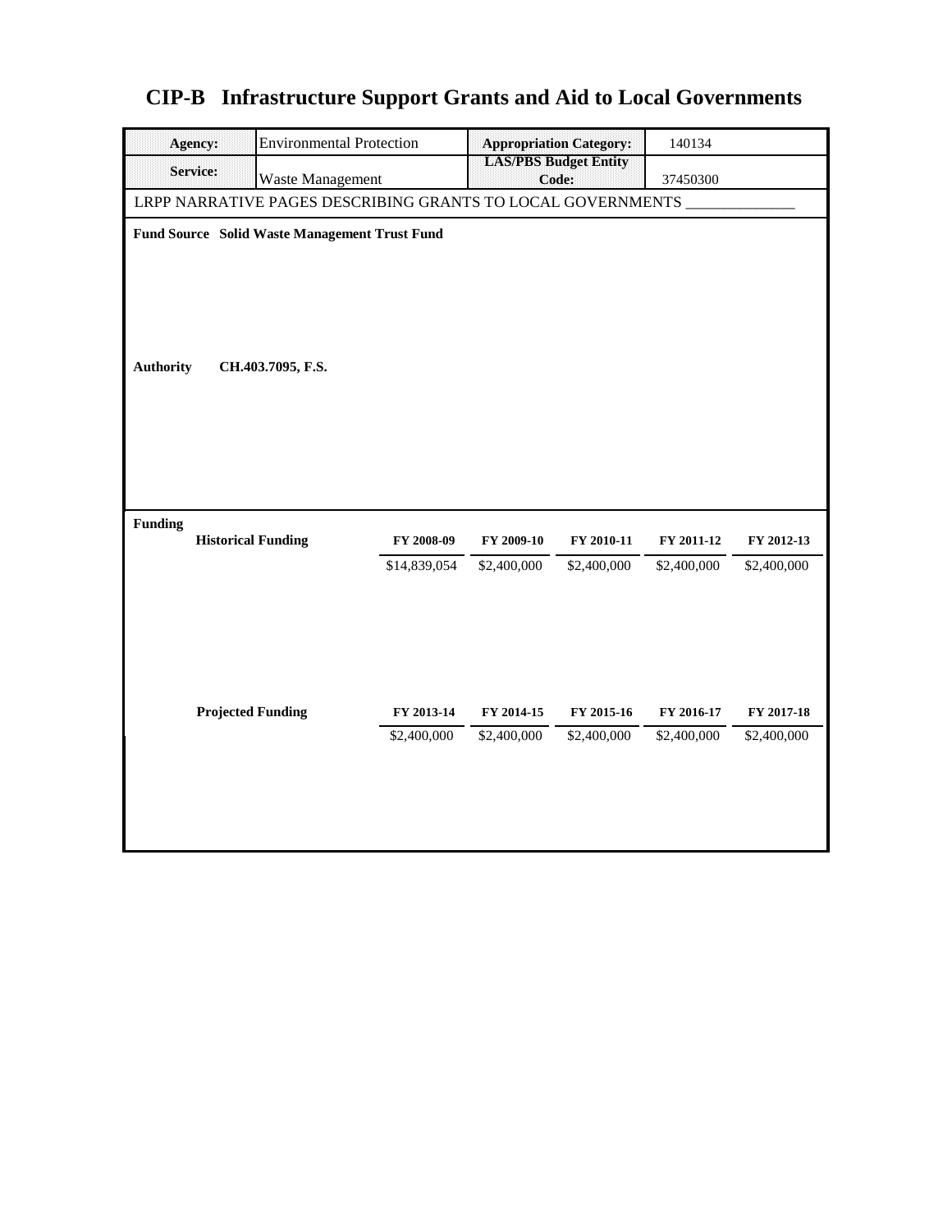# CIP-B Infrastructure Support Grants and Aid to Local Governments

| | | | |
|---|---|---|---|
| **Agency:** | Environmental Protection | **Appropriation Category:** | 140134 |
| **Service:** | Waste Management | **LAS/PBS Budget Entity Code:** | 37450300 |

LRPP NARRATIVE PAGES DESCRIBING GRANTS TO LOCAL GOVERNMENTS ______________

**Fund Source** **Solid Waste Management Trust Fund**

**Authority** **CH.403.7095, F.S.**

**Funding**

| **Historical Funding** | **FY 2008-09** | **FY 2009-10** | **FY 2010-11** | **FY 2011-12** | **FY 2012-13** |
|---|---|---|---|---|---|
| | $14,839,054 | $2,400,000 | $2,400,000 | $2,400,000 | $2,400,000 |

| **Projected Funding** | **FY 2013-14** | **FY 2014-15** | **FY 2015-16** | **FY 2016-17** | **FY 2017-18** |
|---|---|---|---|---|---|
| | $2,400,000 | $2,400,000 | $2,400,000 | $2,400,000 | $2,400,000 |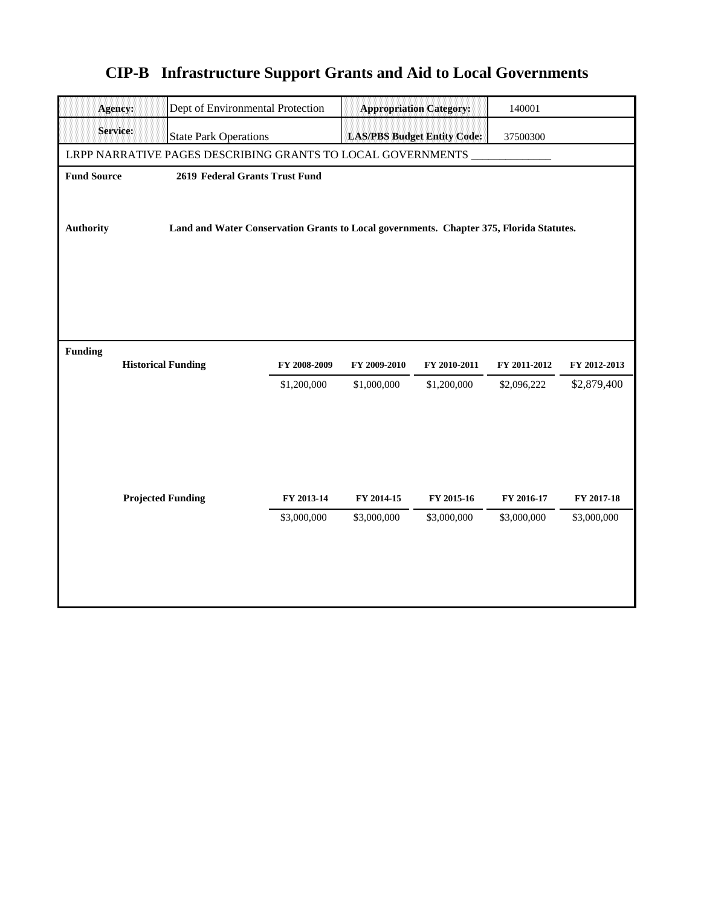# CIP-B Infrastructure Support Grants and Aid to Local Governments

| **Agency:** | Dept of Environmental Protection | **Appropriation Category:** | 140001 |
|---|---|---|---|
| **Service:** | State Park Operations | **LAS/PBS Budget Entity Code:** | 37500300 |

LRPP NARRATIVE PAGES DESCRIBING GRANTS TO LOCAL GOVERNMENTS ______________

**Fund Source** **2619 Federal Grants Trust Fund**

**Authority** **Land and Water Conservation Grants to Local governments. Chapter 375, Florida Statutes.**

**Funding**

| **Historical Funding** | **FY 2008-2009** | **FY 2009-2010** | **FY 2010-2011** | **FY 2011-2012** | **FY 2012-2013** |
|---|---|---|---|---|---|
| | $1,200,000 | $1,000,000 | $1,200,000 | $2,096,222 | $2,879,400 |

| **Projected Funding** | **FY 2013-14** | **FY 2014-15** | **FY 2015-16** | **FY 2016-17** | **FY 2017-18** |
|---|---|---|---|---|---|
| | $3,000,000 | $3,000,000 | $3,000,000 | $3,000,000 | $3,000,000 |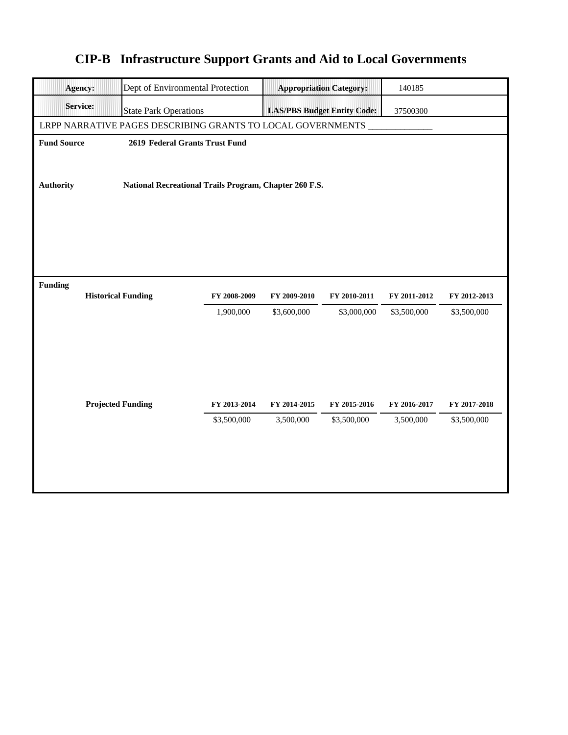# CIP-B Infrastructure Support Grants and Aid to Local Governments

| | | | |
|---|---|---|---|
| **Agency:** | Dept of Environmental Protection | **Appropriation Category:** | 140185 |
| **Service:** | State Park Operations | **LAS/PBS Budget Entity Code:** | 37500300 |

LRPP NARRATIVE PAGES DESCRIBING GRANTS TO LOCAL GOVERNMENTS ______________

**Fund Source** **2619 Federal Grants Trust Fund**

**Authority** **National Recreational Trails Program, Chapter 260 F.S.**

**Funding**

| **Historical Funding** | **FY 2008-2009** | **FY 2009-2010** | **FY 2010-2011** | **FY 2011-2012** | **FY 2012-2013** |
|---|---|---|---|---|---|
| | 1,900,000 | $3,600,000 | $3,000,000 | $3,500,000 | $3,500,000 |

| **Projected Funding** | **FY 2013-2014** | **FY 2014-2015** | **FY 2015-2016** | **FY 2016-2017** | **FY 2017-2018** |
|---|---|---|---|---|---|
| | $3,500,000 | 3,500,000 | $3,500,000 | 3,500,000 | $3,500,000 |